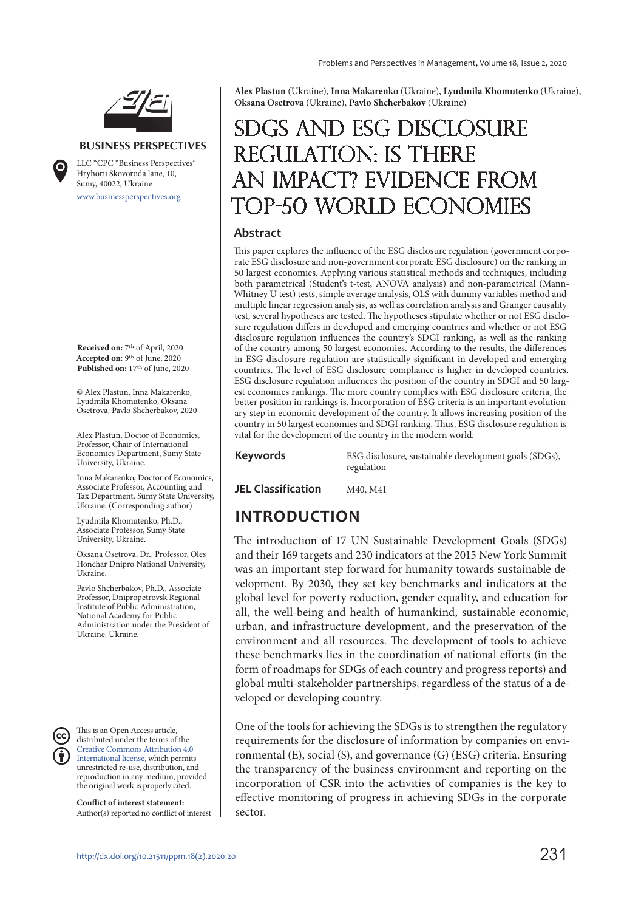**Alex Plastun** (Ukraine), **Inna Makarenko** (Ukraine), **Lyudmila Khomutenko** (Ukraine), **Oksana Osetrova** (Ukraine), **Pavlo Shcherbakov** (Ukraine)

# SDGS AND ESG DISCLOSURE REGULATION: IS THERE AN IMPACT? EVIDENCE FROM TOP-50 WORLD ECONOMIES

**BUSINESS PERSPECTIVES**

LLC "CPC "Business Perspectives"
Hryhorii Skovoroda lane, 10,
Sumy, 40022, Ukraine
www.businessperspectives.org

**Received on:** 7th of April, 2020
**Accepted on:** 9th of June, 2020
**Published on:** 17th of June, 2020

© Alex Plastun, Inna Makarenko, Lyudmila Khomutenko, Oksana Osetrova, Pavlo Shcherbakov, 2020

Alex Plastun, Doctor of Economics, Professor, Chair of International Economics Department, Sumy State University, Ukraine.

Inna Makarenko, Doctor of Economics, Associate Professor, Accounting and Tax Department, Sumy State University, Ukraine. (Corresponding author)

Lyudmila Khomutenko, Ph.D., Associate Professor, Sumy State University, Ukraine.

Oksana Osetrova, Dr., Professor, Oles Honchar Dnipro National University, Ukraine.

Pavlo Shcherbakov, Ph.D., Associate Professor, Dnipropetrovsk Regional Institute of Public Administration, National Academy for Public Administration under the President of Ukraine, Ukraine.

This is an Open Access article, distributed under the terms of the Creative Commons Attribution 4.0 International license, which permits unrestricted re-use, distribution, and reproduction in any medium, provided the original work is properly cited.

**Conflict of interest statement:**
Author(s) reported no conflict of interest

## Abstract

This paper explores the influence of the ESG disclosure regulation (government corporate ESG disclosure and non-government corporate ESG disclosure) on the ranking in 50 largest economies. Applying various statistical methods and techniques, including both parametrical (Student's t-test, ANOVA analysis) and non-parametrical (Mann-Whitney U test) tests, simple average analysis, OLS with dummy variables method and multiple linear regression analysis, as well as correlation analysis and Granger causality test, several hypotheses are tested. The hypotheses stipulate whether or not ESG disclosure regulation differs in developed and emerging countries and whether or not ESG disclosure regulation influences the country's SDGI ranking, as well as the ranking of the country among 50 largest economies. According to the results, the differences in ESG disclosure regulation are statistically significant in developed and emerging countries. The level of ESG disclosure compliance is higher in developed countries. ESG disclosure regulation influences the position of the country in SDGI and 50 largest economies rankings. The more country complies with ESG disclosure criteria, the better position in rankings is. Incorporation of ESG criteria is an important evolutionary step in economic development of the country. It allows increasing position of the country in 50 largest economies and SDGI ranking. Thus, ESG disclosure regulation is vital for the development of the country in the modern world.

**Keywords** ESG disclosure, sustainable development goals (SDGs), regulation

**JEL Classification** M40, M41

## INTRODUCTION

The introduction of 17 UN Sustainable Development Goals (SDGs) and their 169 targets and 230 indicators at the 2015 New York Summit was an important step forward for humanity towards sustainable development. By 2030, they set key benchmarks and indicators at the global level for poverty reduction, gender equality, and education for all, the well-being and health of humankind, sustainable economic, urban, and infrastructure development, and the preservation of the environment and all resources. The development of tools to achieve these benchmarks lies in the coordination of national efforts (in the form of roadmaps for SDGs of each country and progress reports) and global multi-stakeholder partnerships, regardless of the status of a developed or developing country.

One of the tools for achieving the SDGs is to strengthen the regulatory requirements for the disclosure of information by companies on environmental (E), social (S), and governance (G) (ESG) criteria. Ensuring the transparency of the business environment and reporting on the incorporation of CSR into the activities of companies is the key to effective monitoring of progress in achieving SDGs in the corporate sector.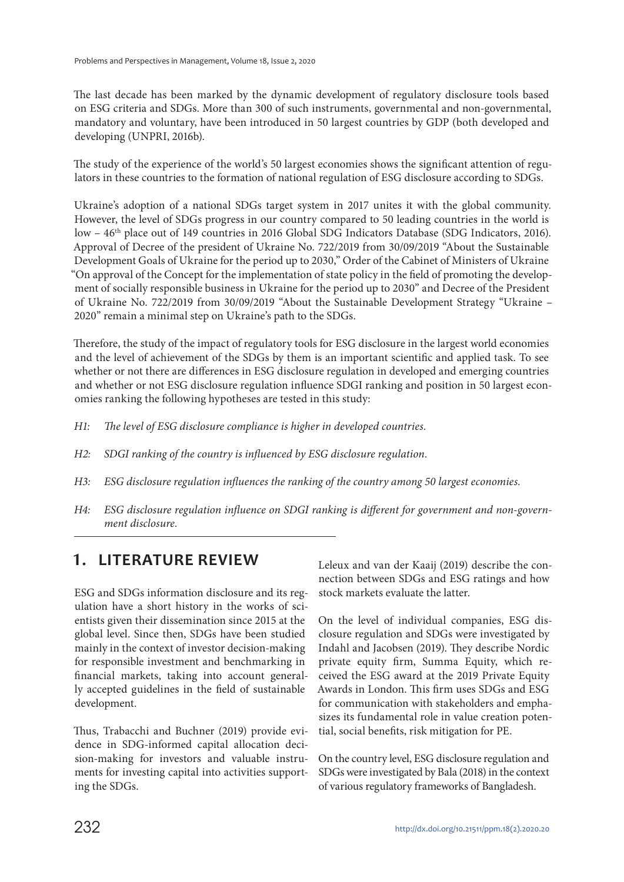The last decade has been marked by the dynamic development of regulatory disclosure tools based on ESG criteria and SDGs. More than 300 of such instruments, governmental and non-governmental, mandatory and voluntary, have been introduced in 50 largest countries by GDP (both developed and developing (UNPRI, 2016b).

The study of the experience of the world's 50 largest economies shows the significant attention of regulators in these countries to the formation of national regulation of ESG disclosure according to SDGs.

Ukraine's adoption of a national SDGs target system in 2017 unites it with the global community. However, the level of SDGs progress in our country compared to 50 leading countries in the world is low – 46th place out of 149 countries in 2016 Global SDG Indicators Database (SDG Indicators, 2016). Approval of Decree of the president of Ukraine No. 722/2019 from 30/09/2019 "About the Sustainable Development Goals of Ukraine for the period up to 2030," Order of the Cabinet of Ministers of Ukraine "On approval of the Concept for the implementation of state policy in the field of promoting the development of socially responsible business in Ukraine for the period up to 2030" and Decree of the President of Ukraine No. 722/2019 from 30/09/2019 "About the Sustainable Development Strategy "Ukraine – 2020" remain a minimal step on Ukraine's path to the SDGs.

Therefore, the study of the impact of regulatory tools for ESG disclosure in the largest world economies and the level of achievement of the SDGs by them is an important scientific and applied task. To see whether or not there are differences in ESG disclosure regulation in developed and emerging countries and whether or not ESG disclosure regulation influence SDGI ranking and position in 50 largest economies ranking the following hypotheses are tested in this study:

*H1: The level of ESG disclosure compliance is higher in developed countries.*

*H2: SDGI ranking of the country is influenced by ESG disclosure regulation.*

*H3: ESG disclosure regulation influences the ranking of the country among 50 largest economies.*

*H4: ESG disclosure regulation influence on SDGI ranking is different for government and non-government disclosure.*

## 1. LITERATURE REVIEW

ESG and SDGs information disclosure and its regulation have a short history in the works of scientists given their dissemination since 2015 at the global level. Since then, SDGs have been studied mainly in the context of investor decision-making for responsible investment and benchmarking in financial markets, taking into account generally accepted guidelines in the field of sustainable development.

Thus, Trabacchi and Buchner (2019) provide evidence in SDG-informed capital allocation decision-making for investors and valuable instruments for investing capital into activities supporting the SDGs.

Leleux and van der Kaaij (2019) describe the connection between SDGs and ESG ratings and how stock markets evaluate the latter.

On the level of individual companies, ESG disclosure regulation and SDGs were investigated by Indahl and Jacobsen (2019). They describe Nordic private equity firm, Summa Equity, which received the ESG award at the 2019 Private Equity Awards in London. This firm uses SDGs and ESG for communication with stakeholders and emphasizes its fundamental role in value creation potential, social benefits, risk mitigation for PE.

On the country level, ESG disclosure regulation and SDGs were investigated by Bala (2018) in the context of various regulatory frameworks of Bangladesh.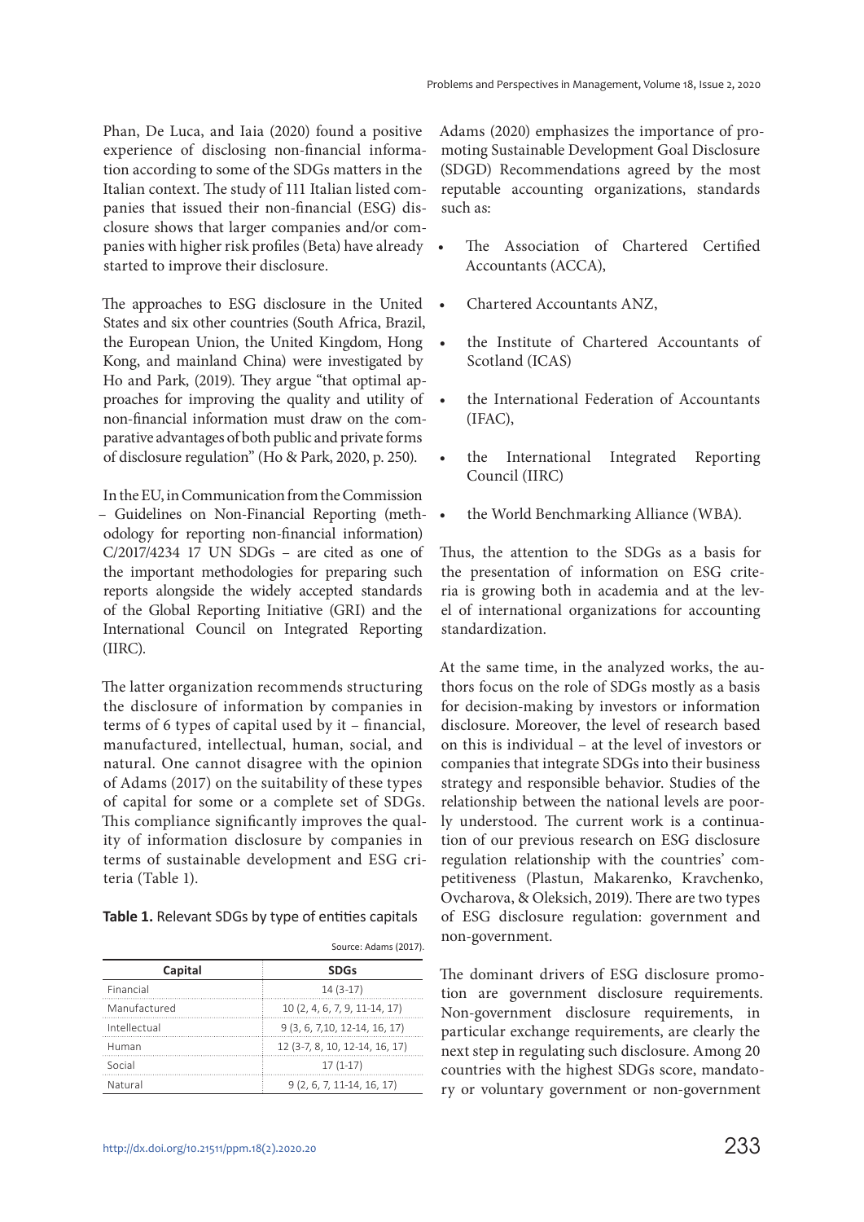Phan, De Luca, and Iaia (2020) found a positive experience of disclosing non-financial information according to some of the SDGs matters in the Italian context. The study of 111 Italian listed companies that issued their non-financial (ESG) disclosure shows that larger companies and/or companies with higher risk profiles (Beta) have already started to improve their disclosure.

The approaches to ESG disclosure in the United States and six other countries (South Africa, Brazil, the European Union, the United Kingdom, Hong Kong, and mainland China) were investigated by Ho and Park, (2019). They argue "that optimal approaches for improving the quality and utility of non-financial information must draw on the comparative advantages of both public and private forms of disclosure regulation" (Ho & Park, 2020, p. 250).

In the EU, in Communication from the Commission – Guidelines on Non-Financial Reporting (methodology for reporting non-financial information) C/2017/4234 17 UN SDGs – are cited as one of the important methodologies for preparing such reports alongside the widely accepted standards of the Global Reporting Initiative (GRI) and the International Council on Integrated Reporting (IIRC).

The latter organization recommends structuring the disclosure of information by companies in terms of 6 types of capital used by it – financial, manufactured, intellectual, human, social, and natural. One cannot disagree with the opinion of Adams (2017) on the suitability of these types of capital for some or a complete set of SDGs. This compliance significantly improves the quality of information disclosure by companies in terms of sustainable development and ESG criteria (Table 1).

**Table 1.** Relevant SDGs by type of entities capitals

Source: Adams (2017).

| Capital | SDGs |
|---|---|
| Financial | 14 (3-17) |
| Manufactured | 10 (2, 4, 6, 7, 9, 11-14, 17) |
| Intellectual | 9 (3, 6, 7,10, 12-14, 16, 17) |
| Human | 12 (3-7, 8, 10, 12-14, 16, 17) |
| Social | 17 (1-17) |
| Natural | 9 (2, 6, 7, 11-14, 16, 17) |

Adams (2020) emphasizes the importance of promoting Sustainable Development Goal Disclosure (SDGD) Recommendations agreed by the most reputable accounting organizations, standards such as:

- The Association of Chartered Certified Accountants (ACCA),
- Chartered Accountants ANZ,
- the Institute of Chartered Accountants of Scotland (ICAS)
- the International Federation of Accountants (IFAC),
- the International Integrated Reporting Council (IIRC)
- the World Benchmarking Alliance (WBA).

Thus, the attention to the SDGs as a basis for the presentation of information on ESG criteria is growing both in academia and at the level of international organizations for accounting standardization.

At the same time, in the analyzed works, the authors focus on the role of SDGs mostly as a basis for decision-making by investors or information disclosure. Moreover, the level of research based on this is individual – at the level of investors or companies that integrate SDGs into their business strategy and responsible behavior. Studies of the relationship between the national levels are poorly understood. The current work is a continuation of our previous research on ESG disclosure regulation relationship with the countries' competitiveness (Plastun, Makarenko, Kravchenko, Ovcharova, & Oleksich, 2019). There are two types of ESG disclosure regulation: government and non-government.

The dominant drivers of ESG disclosure promotion are government disclosure requirements. Non-government disclosure requirements, in particular exchange requirements, are clearly the next step in regulating such disclosure. Among 20 countries with the highest SDGs score, mandatory or voluntary government or non-government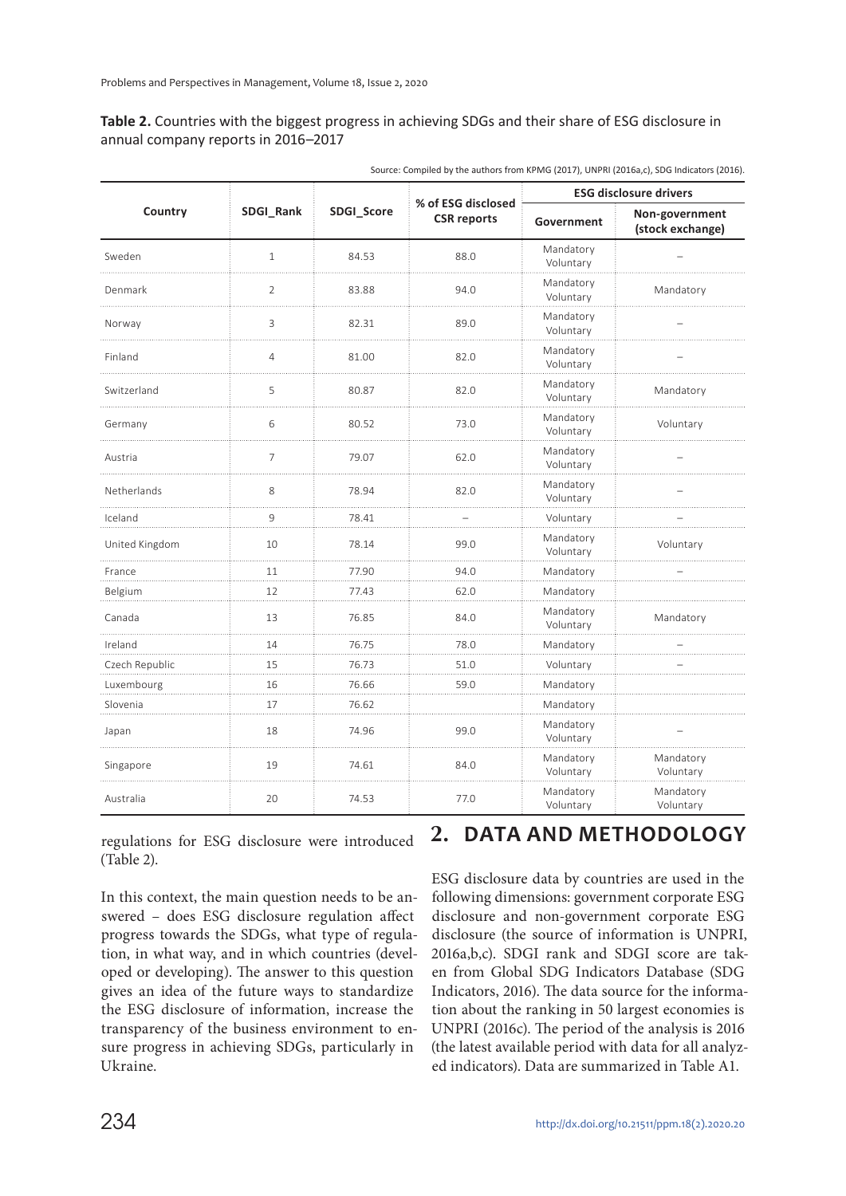**Table 2.** Countries with the biggest progress in achieving SDGs and their share of ESG disclosure in annual company reports in 2016–2017

Source: Compiled by the authors from KPMG (2017), UNPRI (2016a,c), SDG Indicators (2016).

| Country | SDGI_Rank | SDGI_Score | % of ESG disclosed CSR reports | ESG disclosure drivers | |
|---|---|---|---|---|---|
| | | | | Government | Non-government (stock exchange) |
| Sweden | 1 | 84.53 | 88.0 | Mandatory Voluntary | – |
| Denmark | 2 | 83.88 | 94.0 | Mandatory Voluntary | Mandatory |
| Norway | 3 | 82.31 | 89.0 | Mandatory Voluntary | – |
| Finland | 4 | 81.00 | 82.0 | Mandatory Voluntary | – |
| Switzerland | 5 | 80.87 | 82.0 | Mandatory Voluntary | Mandatory |
| Germany | 6 | 80.52 | 73.0 | Mandatory Voluntary | Voluntary |
| Austria | 7 | 79.07 | 62.0 | Mandatory Voluntary | – |
| Netherlands | 8 | 78.94 | 82.0 | Mandatory Voluntary | – |
| Iceland | 9 | 78.41 | – | Voluntary | – |
| United Kingdom | 10 | 78.14 | 99.0 | Mandatory Voluntary | Voluntary |
| France | 11 | 77.90 | 94.0 | Mandatory | – |
| Belgium | 12 | 77.43 | 62.0 | Mandatory | |
| Canada | 13 | 76.85 | 84.0 | Mandatory Voluntary | Mandatory |
| Ireland | 14 | 76.75 | 78.0 | Mandatory | – |
| Czech Republic | 15 | 76.73 | 51.0 | Voluntary | – |
| Luxembourg | 16 | 76.66 | 59.0 | Mandatory | |
| Slovenia | 17 | 76.62 | | Mandatory | |
| Japan | 18 | 74.96 | 99.0 | Mandatory Voluntary | – |
| Singapore | 19 | 74.61 | 84.0 | Mandatory Voluntary | Mandatory Voluntary |
| Australia | 20 | 74.53 | 77.0 | Mandatory Voluntary | Mandatory Voluntary |

regulations for ESG disclosure were introduced (Table 2).

In this context, the main question needs to be answered – does ESG disclosure regulation affect progress towards the SDGs, what type of regulation, in what way, and in which countries (developed or developing). The answer to this question gives an idea of the future ways to standardize the ESG disclosure of information, increase the transparency of the business environment to ensure progress in achieving SDGs, particularly in Ukraine.

## 2. DATA AND METHODOLOGY

ESG disclosure data by countries are used in the following dimensions: government corporate ESG disclosure and non-government corporate ESG disclosure (the source of information is UNPRI, 2016a,b,c). SDGI rank and SDGI score are taken from Global SDG Indicators Database (SDG Indicators, 2016). The data source for the information about the ranking in 50 largest economies is UNPRI (2016c). The period of the analysis is 2016 (the latest available period with data for all analyzed indicators). Data are summarized in Table A1.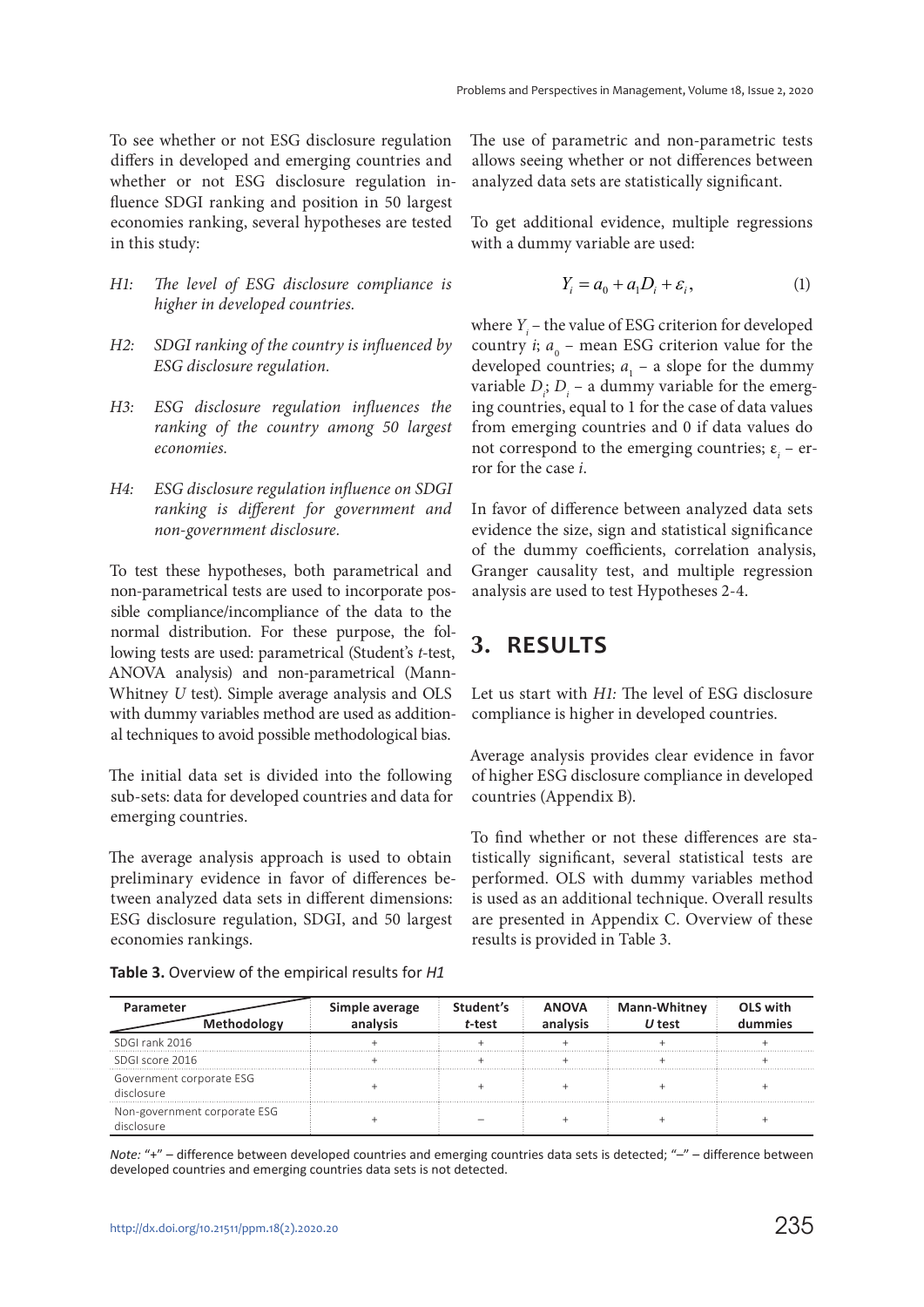To see whether or not ESG disclosure regulation differs in developed and emerging countries and whether or not ESG disclosure regulation influence SDGI ranking and position in 50 largest economies ranking, several hypotheses are tested in this study:

*H1: The level of ESG disclosure compliance is higher in developed countries.*

*H2: SDGI ranking of the country is influenced by ESG disclosure regulation.*

*H3: ESG disclosure regulation influences the ranking of the country among 50 largest economies.*

*H4: ESG disclosure regulation influence on SDGI ranking is different for government and non-government disclosure.*

To test these hypotheses, both parametrical and non-parametrical tests are used to incorporate possible compliance/incompliance of the data to the normal distribution. For these purpose, the following tests are used: parametrical (Student's *t*-test, ANOVA analysis) and non-parametrical (Mann-Whitney *U* test). Simple average analysis and OLS with dummy variables method are used as additional techniques to avoid possible methodological bias.

The initial data set is divided into the following sub-sets: data for developed countries and data for emerging countries.

The average analysis approach is used to obtain preliminary evidence in favor of differences between analyzed data sets in different dimensions: ESG disclosure regulation, SDGI, and 50 largest economies rankings.

The use of parametric and non-parametric tests allows seeing whether or not differences between analyzed data sets are statistically significant.

To get additional evidence, multiple regressions with a dummy variable are used:

$$Y_i = a_0 + a_1 D_i + \varepsilon_i, \tag{1}$$

where $Y_i$ – the value of ESG criterion for developed country $i$; $a_0$ – mean ESG criterion value for the developed countries; $a_1$ – a slope for the dummy variable $D_i$; $D_i$ – a dummy variable for the emerging countries, equal to 1 for the case of data values from emerging countries and 0 if data values do not correspond to the emerging countries; $\varepsilon_i$ – error for the case $i$.

In favor of difference between analyzed data sets evidence the size, sign and statistical significance of the dummy coefficients, correlation analysis, Granger causality test, and multiple regression analysis are used to test Hypotheses 2-4.

## 3. RESULTS

Let us start with *H1:* The level of ESG disclosure compliance is higher in developed countries.

Average analysis provides clear evidence in favor of higher ESG disclosure compliance in developed countries (Appendix B).

To find whether or not these differences are statistically significant, several statistical tests are performed. OLS with dummy variables method is used as an additional technique. Overall results are presented in Appendix C. Overview of these results is provided in Table 3.

**Table 3.** Overview of the empirical results for *H1*

| Parameter / Methodology | Simple average analysis | Student's *t*-test | ANOVA analysis | Mann-Whitney *U* test | OLS with dummies |
|---|---|---|---|---|---|
| SDGI rank 2016 | + | + | + | + | + |
| SDGI score 2016 | + | + | + | + | + |
| Government corporate ESG disclosure | + | + | + | + | + |
| Non-government corporate ESG disclosure | + | – | + | + | + |

*Note:* "+" – difference between developed countries and emerging countries data sets is detected; "–" – difference between developed countries and emerging countries data sets is not detected.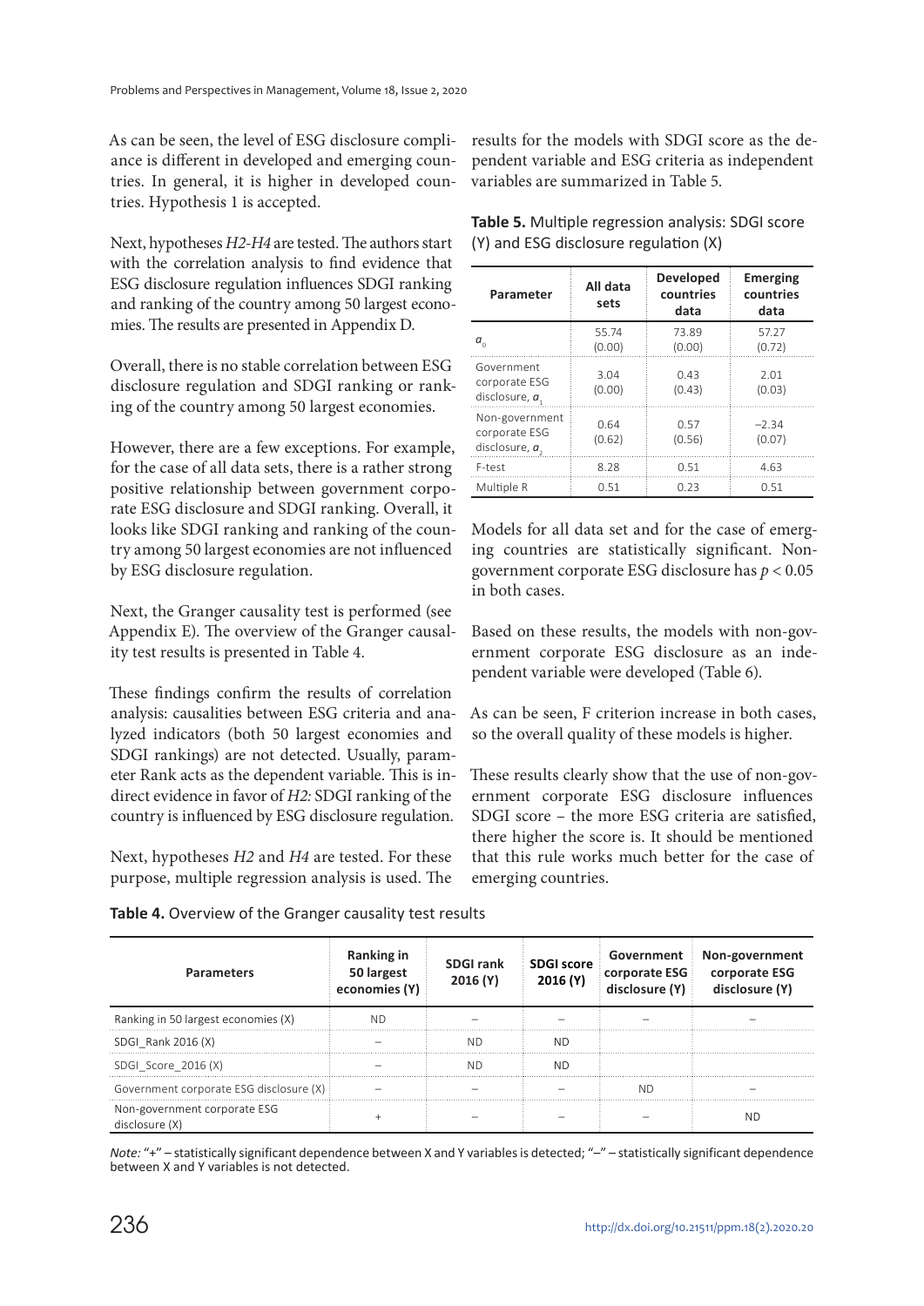As can be seen, the level of ESG disclosure compliance is different in developed and emerging countries. In general, it is higher in developed countries. Hypothesis 1 is accepted.

Next, hypotheses *H2-H4* are tested. The authors start with the correlation analysis to find evidence that ESG disclosure regulation influences SDGI ranking and ranking of the country among 50 largest economies. The results are presented in Appendix D.

Overall, there is no stable correlation between ESG disclosure regulation and SDGI ranking or ranking of the country among 50 largest economies.

However, there are a few exceptions. For example, for the case of all data sets, there is a rather strong positive relationship between government corporate ESG disclosure and SDGI ranking. Overall, it looks like SDGI ranking and ranking of the country among 50 largest economies are not influenced by ESG disclosure regulation.

Next, the Granger causality test is performed (see Appendix E). The overview of the Granger causality test results is presented in Table 4.

These findings confirm the results of correlation analysis: causalities between ESG criteria and analyzed indicators (both 50 largest economies and SDGI rankings) are not detected. Usually, parameter Rank acts as the dependent variable. This is indirect evidence in favor of *H2:* SDGI ranking of the country is influenced by ESG disclosure regulation.

Next, hypotheses *H2* and *H4* are tested. For these purpose, multiple regression analysis is used. The results for the models with SDGI score as the dependent variable and ESG criteria as independent variables are summarized in Table 5.

**Table 5.** Multiple regression analysis: SDGI score (Y) and ESG disclosure regulation (X)

| Parameter | All data sets | Developed countries data | Emerging countries data |
|---|---|---|---|
| $a_0$ | 55.74 (0.00) | 73.89 (0.00) | 57.27 (0.72) |
| Government corporate ESG disclosure, $a_1$ | 3.04 (0.00) | 0.43 (0.43) | 2.01 (0.03) |
| Non-government corporate ESG disclosure, $a_2$ | 0.64 (0.62) | 0.57 (0.56) | −2.34 (0.07) |
| F-test | 8.28 | 0.51 | 4.63 |
| Multiple R | 0.51 | 0.23 | 0.51 |

Models for all data set and for the case of emerging countries are statistically significant. Non-government corporate ESG disclosure has $p < 0.05$ in both cases.

Based on these results, the models with non-government corporate ESG disclosure as an independent variable were developed (Table 6).

As can be seen, F criterion increase in both cases, so the overall quality of these models is higher.

These results clearly show that the use of non-government corporate ESG disclosure influences SDGI score – the more ESG criteria are satisfied, there higher the score is. It should be mentioned that this rule works much better for the case of emerging countries.

**Table 4.** Overview of the Granger causality test results

| Parameters | Ranking in 50 largest economies (Y) | SDGI rank 2016 (Y) | SDGI score 2016 (Y) | Government corporate ESG disclosure (Y) | Non-government corporate ESG disclosure (Y) |
|---|---|---|---|---|---|
| Ranking in 50 largest economies (X) | ND | – | – | – | – |
| SDGI_Rank 2016 (X) | – | ND | ND | | |
| SDGI_Score_2016 (X) | – | ND | ND | | |
| Government corporate ESG disclosure (X) | – | – | – | ND | – |
| Non-government corporate ESG disclosure (X) | + | – | – | – | ND |

*Note:* "+" – statistically significant dependence between X and Y variables is detected; "–" – statistically significant dependence between X and Y variables is not detected.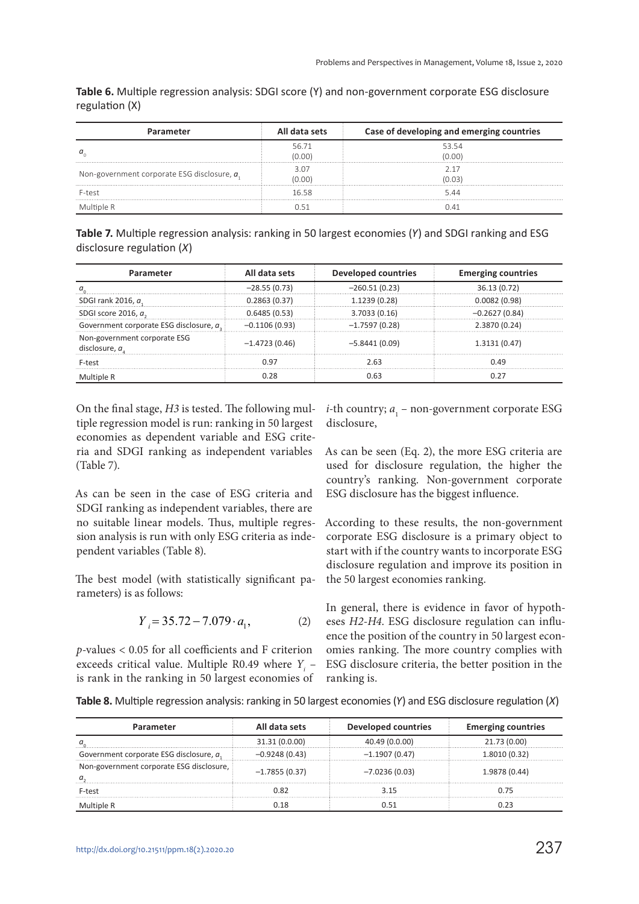**Table 6.** Multiple regression analysis: SDGI score (Y) and non-government corporate ESG disclosure regulation (X)

| Parameter | All data sets | Case of developing and emerging countries |
|---|---|---|
| $a_0$ | 56.71 (0.00) | 53.54 (0.00) |
| Non-government corporate ESG disclosure, $a_1$ | 3.07 (0.00) | 2.17 (0.03) |
| F-test | 16.58 | 5.44 |
| Multiple R | 0.51 | 0.41 |

**Table 7.** Multiple regression analysis: ranking in 50 largest economies (*Y*) and SDGI ranking and ESG disclosure regulation (*X*)

| Parameter | All data sets | Developed countries | Emerging countries |
|---|---|---|---|
| $a_0$ | −28.55 (0.73) | −260.51 (0.23) | 36.13 (0.72) |
| SDGI rank 2016, $a_1$ | 0.2863 (0.37) | 1.1239 (0.28) | 0.0082 (0.98) |
| SDGI score 2016, $a_2$ | 0.6485 (0.53) | 3.7033 (0.16) | −0.2627 (0.84) |
| Government corporate ESG disclosure, $a_3$ | −0.1106 (0.93) | −1.7597 (0.28) | 2.3870 (0.24) |
| Non-government corporate ESG disclosure, $a_4$ | −1.4723 (0.46) | −5.8441 (0.09) | 1.3131 (0.47) |
| F-test | 0.97 | 2.63 | 0.49 |
| Multiple R | 0.28 | 0.63 | 0.27 |

On the final stage, *H3* is tested. The following multiple regression model is run: ranking in 50 largest economies as dependent variable and ESG criteria and SDGI ranking as independent variables (Table 7).

As can be seen in the case of ESG criteria and SDGI ranking as independent variables, there are no suitable linear models. Thus, multiple regression analysis is run with only ESG criteria as independent variables (Table 8).

The best model (with statistically significant parameters) is as follows:

$$Y_i = 35.72 - 7.079 \cdot a_1, \qquad (2)$$

*p*-values < 0.05 for all coefficients and F criterion exceeds critical value. Multiple R0.49 where $Y_i$ – is rank in the ranking in 50 largest economies of *i*-th country; $a_1$ – non-government corporate ESG disclosure,

As can be seen (Eq. 2), the more ESG criteria are used for disclosure regulation, the higher the country's ranking. Non-government corporate ESG disclosure has the biggest influence.

According to these results, the non-government corporate ESG disclosure is a primary object to start with if the country wants to incorporate ESG disclosure regulation and improve its position in the 50 largest economies ranking.

In general, there is evidence in favor of hypotheses *H2-H4*. ESG disclosure regulation can influence the position of the country in 50 largest economies ranking. The more country complies with ESG disclosure criteria, the better position in the ranking is.

**Table 8.** Multiple regression analysis: ranking in 50 largest economies (*Y*) and ESG disclosure regulation (*X*)

| Parameter | All data sets | Developed countries | Emerging countries |
|---|---|---|---|
| $a_0$ | 31.31 (0.0.00) | 40.49 (0.0.00) | 21.73 (0.00) |
| Government corporate ESG disclosure, $a_1$ | −0.9248 (0.43) | −1.1907 (0.47) | 1.8010 (0.32) |
| Non-government corporate ESG disclosure, $a_2$ | −1.7855 (0.37) | −7.0236 (0.03) | 1.9878 (0.44) |
| F-test | 0.82 | 3.15 | 0.75 |
| Multiple R | 0.18 | 0.51 | 0.23 |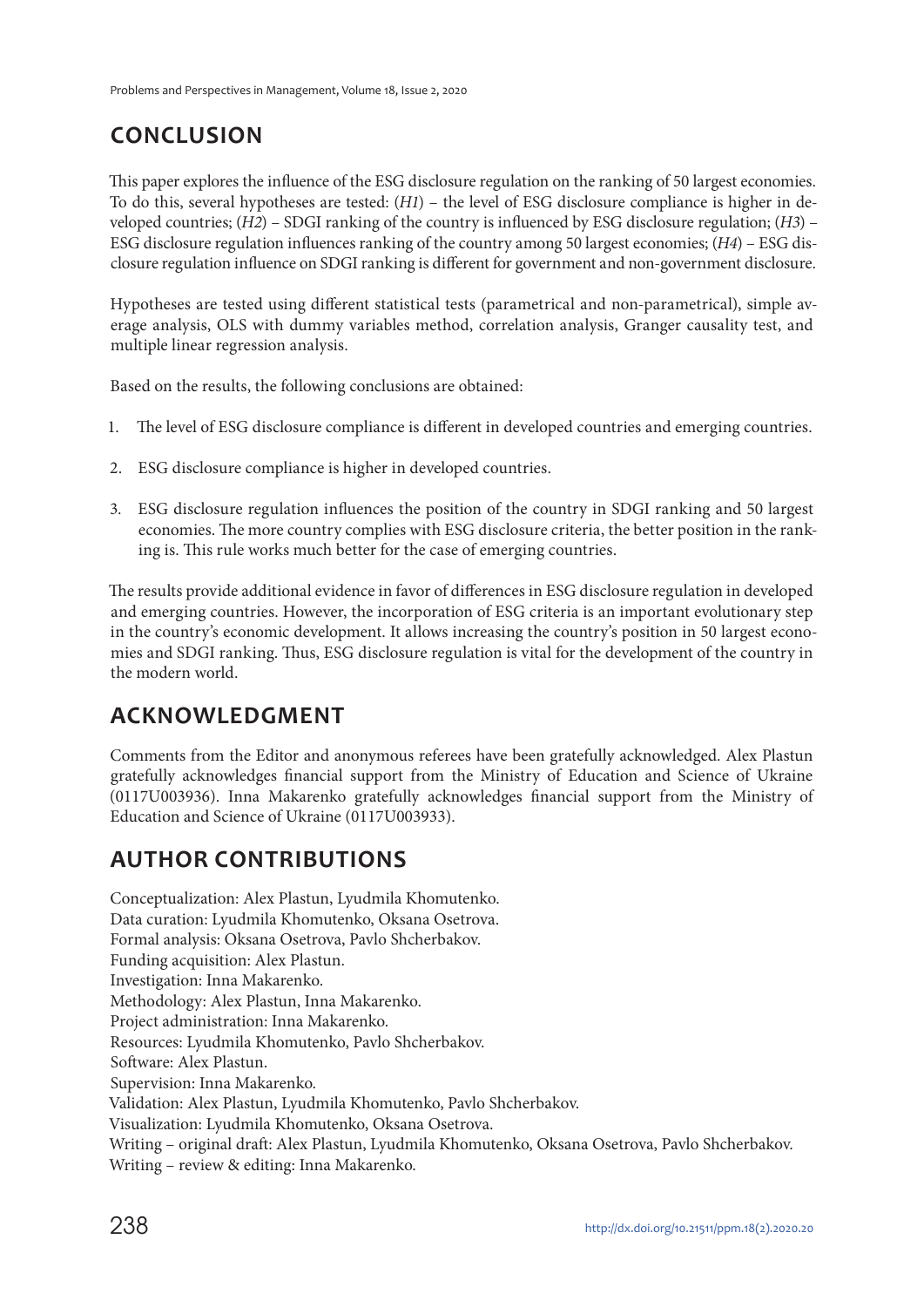## CONCLUSION

This paper explores the influence of the ESG disclosure regulation on the ranking of 50 largest economies. To do this, several hypotheses are tested: (*H1*) – the level of ESG disclosure compliance is higher in developed countries; (*H2*) – SDGI ranking of the country is influenced by ESG disclosure regulation; (*H3*) – ESG disclosure regulation influences ranking of the country among 50 largest economies; (*H4*) – ESG disclosure regulation influence on SDGI ranking is different for government and non-government disclosure.

Hypotheses are tested using different statistical tests (parametrical and non-parametrical), simple average analysis, OLS with dummy variables method, correlation analysis, Granger causality test, and multiple linear regression analysis.

Based on the results, the following conclusions are obtained:

1. The level of ESG disclosure compliance is different in developed countries and emerging countries.
2. ESG disclosure compliance is higher in developed countries.
3. ESG disclosure regulation influences the position of the country in SDGI ranking and 50 largest economies. The more country complies with ESG disclosure criteria, the better position in the ranking is. This rule works much better for the case of emerging countries.

The results provide additional evidence in favor of differences in ESG disclosure regulation in developed and emerging countries. However, the incorporation of ESG criteria is an important evolutionary step in the country's economic development. It allows increasing the country's position in 50 largest economies and SDGI ranking. Thus, ESG disclosure regulation is vital for the development of the country in the modern world.

## ACKNOWLEDGMENT

Comments from the Editor and anonymous referees have been gratefully acknowledged. Alex Plastun gratefully acknowledges financial support from the Ministry of Education and Science of Ukraine (0117U003936). Inna Makarenko gratefully acknowledges financial support from the Ministry of Education and Science of Ukraine (0117U003933).

## AUTHOR CONTRIBUTIONS

Conceptualization: Alex Plastun, Lyudmila Khomutenko.
Data curation: Lyudmila Khomutenko, Oksana Osetrova.
Formal analysis: Oksana Osetrova, Pavlo Shcherbakov.
Funding acquisition: Alex Plastun.
Investigation: Inna Makarenko.
Methodology: Alex Plastun, Inna Makarenko.
Project administration: Inna Makarenko.
Resources: Lyudmila Khomutenko, Pavlo Shcherbakov.
Software: Alex Plastun.
Supervision: Inna Makarenko.
Validation: Alex Plastun, Lyudmila Khomutenko, Pavlo Shcherbakov.
Visualization: Lyudmila Khomutenko, Oksana Osetrova.
Writing – original draft: Alex Plastun, Lyudmila Khomutenko, Oksana Osetrova, Pavlo Shcherbakov.
Writing – review & editing: Inna Makarenko.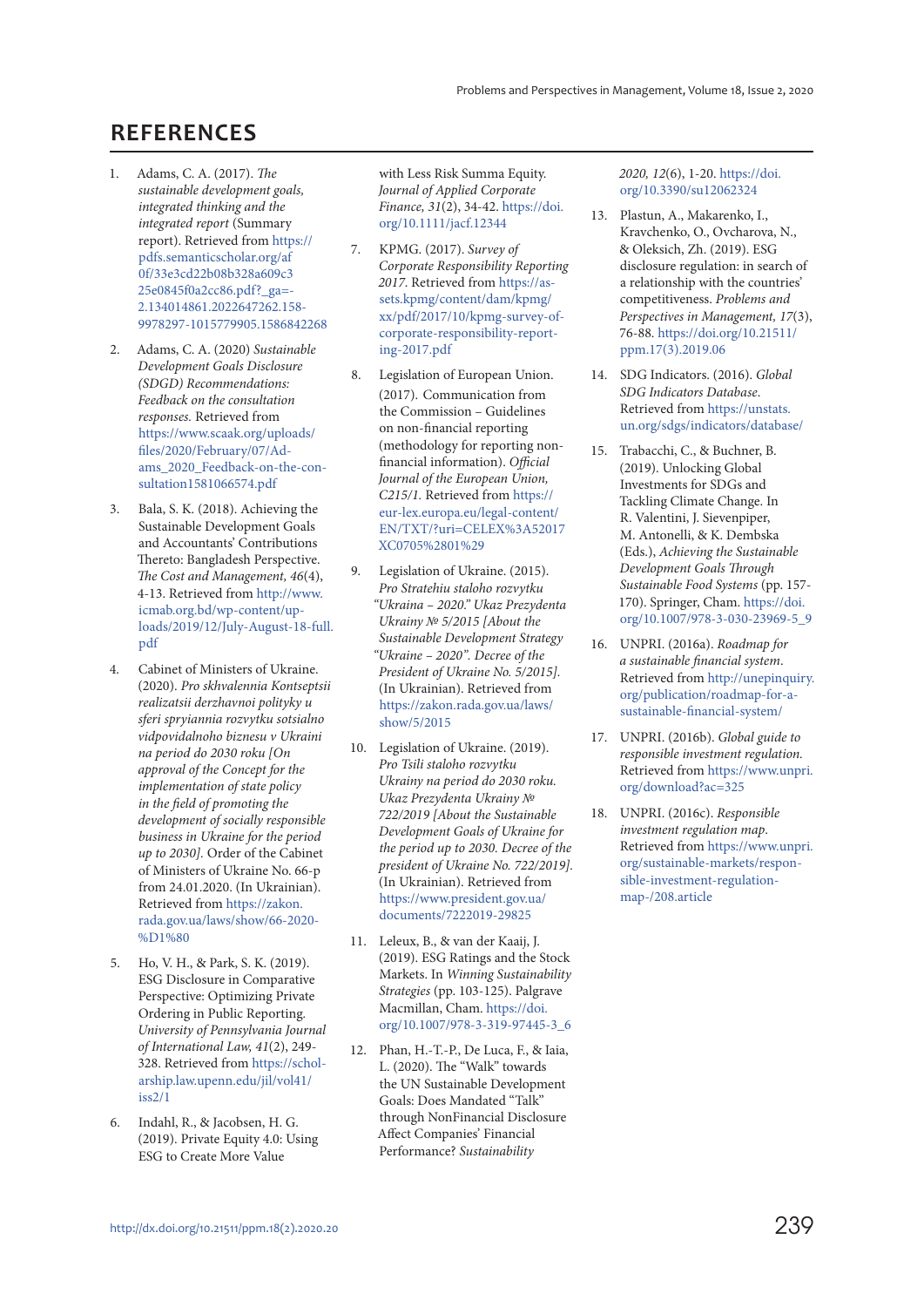## REFERENCES

1. Adams, C. A. (2017). *The sustainable development goals, integrated thinking and the integrated report* (Summary report). Retrieved from https://pdfs.semanticscholar.org/af0f/33e3cd22b08b328a609c325e0845f0a2cc86.pdf?_ga=-2.134014861.2022647262.158-9978297-1015779905.1586842268
2. Adams, C. A. (2020) *Sustainable Development Goals Disclosure (SDGD) Recommendations: Feedback on the consultation responses.* Retrieved from https://www.scaak.org/uploads/files/2020/February/07/Adams_2020_Feedback-on-the-consultation1581066574.pdf
3. Bala, S. K. (2018). Achieving the Sustainable Development Goals and Accountants' Contributions Thereto: Bangladesh Perspective. *The Cost and Management, 46*(4), 4-13. Retrieved from http://www.icmab.org.bd/wp-content/uploads/2019/12/July-August-18-full.pdf
4. Cabinet of Ministers of Ukraine. (2020). *Pro skhvalennia Kontseptsii realizatsii derzhavnoi polityky u sferi spryiannia rozvytku sotsialno vidpovidalnoho biznesu v Ukraini na period do 2030 roku [On approval of the Concept for the implementation of state policy in the field of promoting the development of socially responsible business in Ukraine for the period up to 2030].* Order of the Cabinet of Ministers of Ukraine No. 66-p from 24.01.2020. (In Ukrainian). Retrieved from https://zakon.rada.gov.ua/laws/show/66-2020-%D1%80
5. Ho, V. H., & Park, S. K. (2019). ESG Disclosure in Comparative Perspective: Optimizing Private Ordering in Public Reporting. *University of Pennsylvania Journal of International Law, 41*(2), 249-328. Retrieved from https://scholarship.law.upenn.edu/jil/vol41/iss2/1
6. Indahl, R., & Jacobsen, H. G. (2019). Private Equity 4.0: Using ESG to Create More Value with Less Risk Summa Equity. *Journal of Applied Corporate Finance, 31*(2), 34-42. https://doi.org/10.1111/jacf.12344
7. KPMG. (2017). *Survey of Corporate Responsibility Reporting 2017.* Retrieved from https://assets.kpmg/content/dam/kpmg/xx/pdf/2017/10/kpmg-survey-of-corporate-responsibility-reporting-2017.pdf
8. Legislation of European Union. (2017). Communication from the Commission – Guidelines on non-financial reporting (methodology for reporting non-financial information). *Official Journal of the European Union, C215/1.* Retrieved from https://eur-lex.europa.eu/legal-content/EN/TXT/?uri=CELEX%3A52017XC0705%2801%29
9. Legislation of Ukraine. (2015). *Pro Stratehiu staloho rozvytku "Ukraina – 2020." Ukaz Prezydenta Ukrainy № 5/2015 [About the Sustainable Development Strategy "Ukraine – 2020". Decree of the President of Ukraine No. 5/2015].* (In Ukrainian). Retrieved from https://zakon.rada.gov.ua/laws/show/5/2015
10. Legislation of Ukraine. (2019). *Pro Tsili staloho rozvytku Ukrainy na period do 2030 roku. Ukaz Prezydenta Ukrainy № 722/2019 [About the Sustainable Development Goals of Ukraine for the period up to 2030. Decree of the president of Ukraine No. 722/2019].* (In Ukrainian). Retrieved from https://www.president.gov.ua/documents/7222019-29825
11. Leleux, B., & van der Kaaij, J. (2019). ESG Ratings and the Stock Markets. In *Winning Sustainability Strategies* (pp. 103-125). Palgrave Macmillan, Cham. https://doi.org/10.1007/978-3-319-97445-3_6
12. Phan, H.-T.-P., De Luca, F., & Iaia, L. (2020). The "Walk" towards the UN Sustainable Development Goals: Does Mandated "Talk" through NonFinancial Disclosure Affect Companies' Financial Performance? *Sustainability 2020, 12*(6), 1-20. https://doi.org/10.3390/su12062324
13. Plastun, A., Makarenko, I., Kravchenko, O., Ovcharova, N., & Oleksich, Zh. (2019). ESG disclosure regulation: in search of a relationship with the countries' competitiveness. *Problems and Perspectives in Management, 17*(3), 76-88. https://doi.org/10.21511/ppm.17(3).2019.06
14. SDG Indicators. (2016). *Global SDG Indicators Database.* Retrieved from https://unstats.un.org/sdgs/indicators/database/
15. Trabacchi, C., & Buchner, B. (2019). Unlocking Global Investments for SDGs and Tackling Climate Change. In R. Valentini, J. Sievenpiper, M. Antonelli, & K. Dembska (Eds.), *Achieving the Sustainable Development Goals Through Sustainable Food Systems* (pp. 157-170). Springer, Cham. https://doi.org/10.1007/978-3-030-23969-5_9
16. UNPRI. (2016a). *Roadmap for a sustainable financial system.* Retrieved from http://unepinquiry.org/publication/roadmap-for-a-sustainable-financial-system/
17. UNPRI. (2016b). *Global guide to responsible investment regulation.* Retrieved from https://www.unpri.org/download?ac=325
18. UNPRI. (2016c). *Responsible investment regulation map.* Retrieved from https://www.unpri.org/sustainable-markets/responsible-investment-regulation-map-/208.article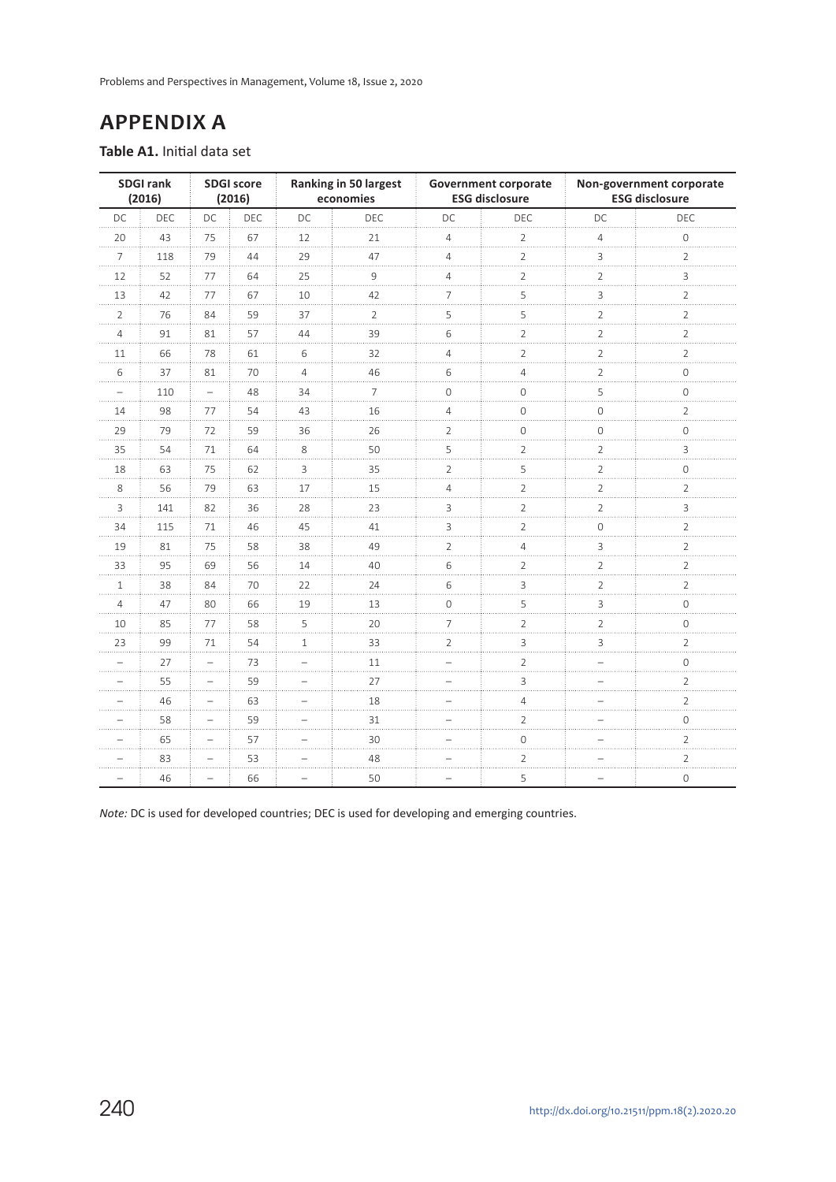# APPENDIX A

**Table A1.** Initial data set

| SDGI rank (2016) | | SDGI score (2016) | | Ranking in 50 largest economies | | Government corporate ESG disclosure | | Non-government corporate ESG disclosure | |
|---|---|---|---|---|---|---|---|---|---|
| DC | DEC | DC | DEC | DC | DEC | DC | DEC | DC | DEC |
| 20 | 43 | 75 | 67 | 12 | 21 | 4 | 2 | 4 | 0 |
| 7 | 118 | 79 | 44 | 29 | 47 | 4 | 2 | 3 | 2 |
| 12 | 52 | 77 | 64 | 25 | 9 | 4 | 2 | 2 | 3 |
| 13 | 42 | 77 | 67 | 10 | 42 | 7 | 5 | 3 | 2 |
| 2 | 76 | 84 | 59 | 37 | 2 | 5 | 5 | 2 | 2 |
| 4 | 91 | 81 | 57 | 44 | 39 | 6 | 2 | 2 | 2 |
| 11 | 66 | 78 | 61 | 6 | 32 | 4 | 2 | 2 | 2 |
| 6 | 37 | 81 | 70 | 4 | 46 | 6 | 4 | 2 | 0 |
| – | 110 | – | 48 | 34 | 7 | 0 | 0 | 5 | 0 |
| 14 | 98 | 77 | 54 | 43 | 16 | 4 | 0 | 0 | 2 |
| 29 | 79 | 72 | 59 | 36 | 26 | 2 | 0 | 0 | 0 |
| 35 | 54 | 71 | 64 | 8 | 50 | 5 | 2 | 2 | 3 |
| 18 | 63 | 75 | 62 | 3 | 35 | 2 | 5 | 2 | 0 |
| 8 | 56 | 79 | 63 | 17 | 15 | 4 | 2 | 2 | 2 |
| 3 | 141 | 82 | 36 | 28 | 23 | 3 | 2 | 2 | 3 |
| 34 | 115 | 71 | 46 | 45 | 41 | 3 | 2 | 0 | 2 |
| 19 | 81 | 75 | 58 | 38 | 49 | 2 | 4 | 3 | 2 |
| 33 | 95 | 69 | 56 | 14 | 40 | 6 | 2 | 2 | 2 |
| 1 | 38 | 84 | 70 | 22 | 24 | 6 | 3 | 2 | 2 |
| 4 | 47 | 80 | 66 | 19 | 13 | 0 | 5 | 3 | 0 |
| 10 | 85 | 77 | 58 | 5 | 20 | 7 | 2 | 2 | 0 |
| 23 | 99 | 71 | 54 | 1 | 33 | 2 | 3 | 3 | 2 |
| – | 27 | – | 73 | – | 11 | – | 2 | – | 0 |
| – | 55 | – | 59 | – | 27 | – | 3 | – | 2 |
| – | 46 | – | 63 | – | 18 | – | 4 | – | 2 |
| – | 58 | – | 59 | – | 31 | – | 2 | – | 0 |
| – | 65 | – | 57 | – | 30 | – | 0 | – | 2 |
| – | 83 | – | 53 | – | 48 | – | 2 | – | 2 |
| – | 46 | – | 66 | – | 50 | – | 5 | – | 0 |

*Note:* DC is used for developed countries; DEC is used for developing and emerging countries.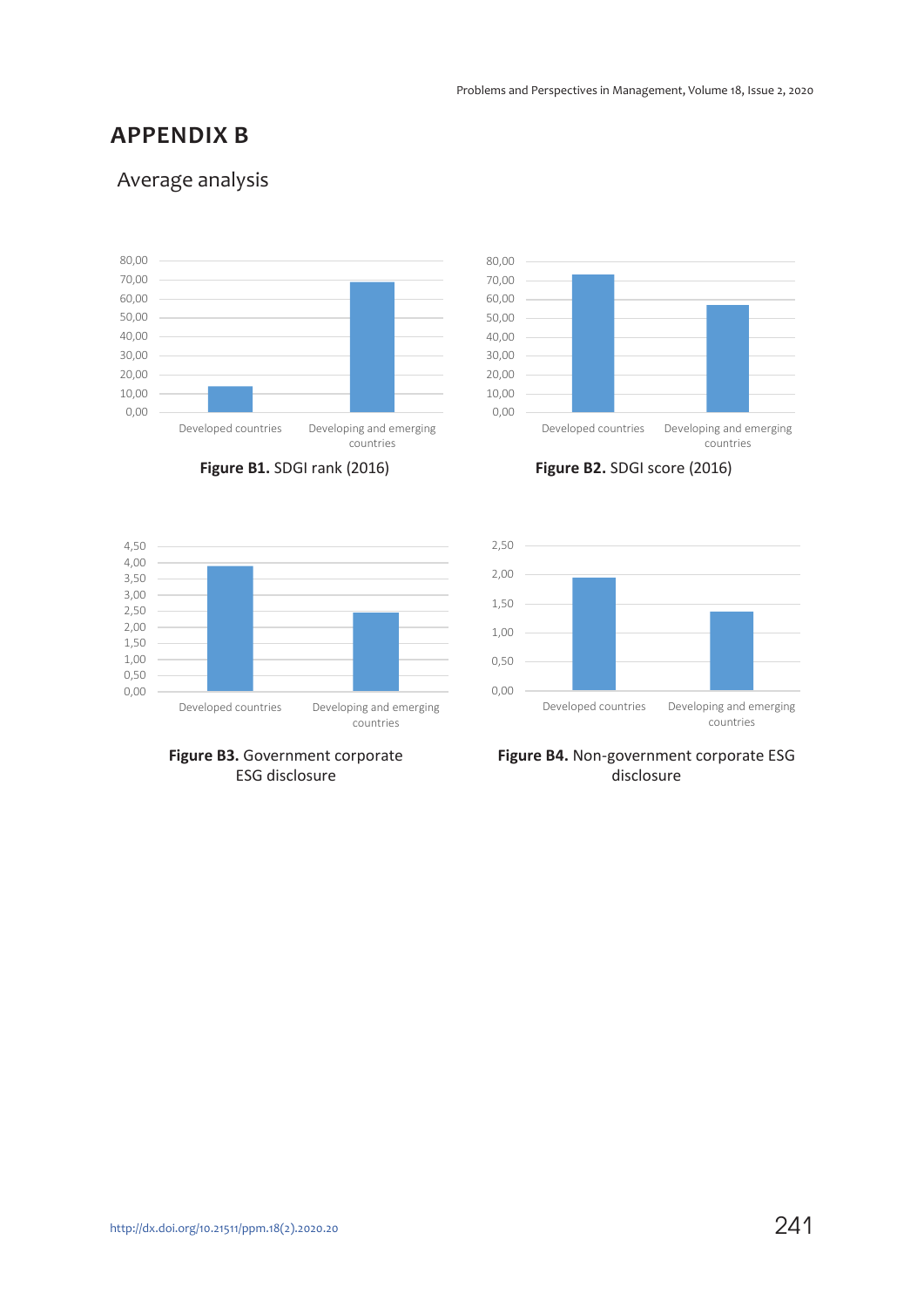# APPENDIX B

## Average analysis

**Figure B1.** SDGI rank (2016)

**Figure B2.** SDGI score (2016)

**Figure B3.** Government corporate ESG disclosure

**Figure B4.** Non-government corporate ESG disclosure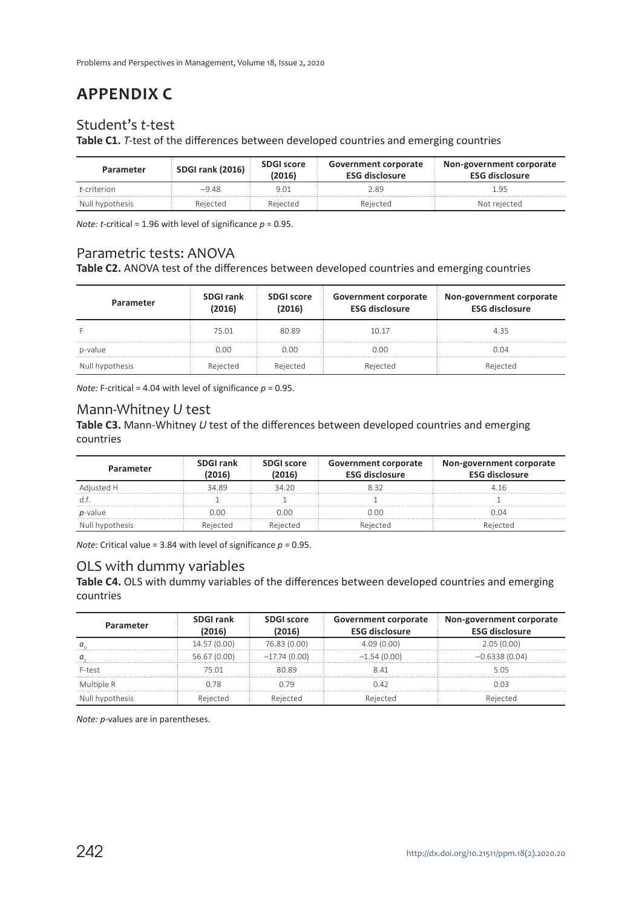# APPENDIX C

## Student's *t*-test

**Table C1.** *T*-test of the differences between developed countries and emerging countries

| Parameter | SDGI rank (2016) | SDGI score (2016) | Government corporate ESG disclosure | Non-government corporate ESG disclosure |
|---|---|---|---|---|
| *t*-criterion | –9.48 | 9.01 | 2.89 | 1.95 |
| Null hypothesis | Rejected | Rejected | Rejected | Not rejected |

*Note: t*-critical = 1.96 with level of significance $p = 0.95$.

## Parametric tests: ANOVA

**Table C2.** ANOVA test of the differences between developed countries and emerging countries

| Parameter | SDGI rank (2016) | SDGI score (2016) | Government corporate ESG disclosure | Non-government corporate ESG disclosure |
|---|---|---|---|---|
| F | 75.01 | 80.89 | 10.17 | 4.35 |
| p-value | 0.00 | 0.00 | 0.00 | 0.04 |
| Null hypothesis | Rejected | Rejected | Rejected | Rejected |

*Note:* F-critical = 4.04 with level of significance $p = 0.95$.

## Mann-Whitney *U* test

**Table C3.** Mann-Whitney *U* test of the differences between developed countries and emerging countries

| Parameter | SDGI rank (2016) | SDGI score (2016) | Government corporate ESG disclosure | Non-government corporate ESG disclosure |
|---|---|---|---|---|
| Adjusted H | 34.89 | 34.20 | 8.32 | 4.16 |
| d.f. | 1 | 1 | 1 | 1 |
| *p*-value | 0.00 | 0.00 | 0.00 | 0.04 |
| Null hypothesis | Rejected | Rejected | Rejected | Rejected |

*Note:* Critical value = 3.84 with level of significance $p = 0.95$.

## OLS with dummy variables

**Table C4.** OLS with dummy variables of the differences between developed countries and emerging countries

| Parameter | SDGI rank (2016) | SDGI score (2016) | Government corporate ESG disclosure | Non-government corporate ESG disclosure |
|---|---|---|---|---|
| $a_0$ | 14.57 (0.00) | 76.83 (0.00) | 4.09 (0.00) | 2.05 (0.00) |
| $a_1$ | 56.67 (0.00) | –17.74 (0.00) | –1.54 (0.00) | –0.6338 (0.04) |
| F-test | 75.01 | 80.89 | 8.41 | 5.05 |
| Multiple R | 0.78 | 0.79 | 0.42 | 0.03 |
| Null hypothesis | Rejected | Rejected | Rejected | Rejected |

*Note: p*-values are in parentheses.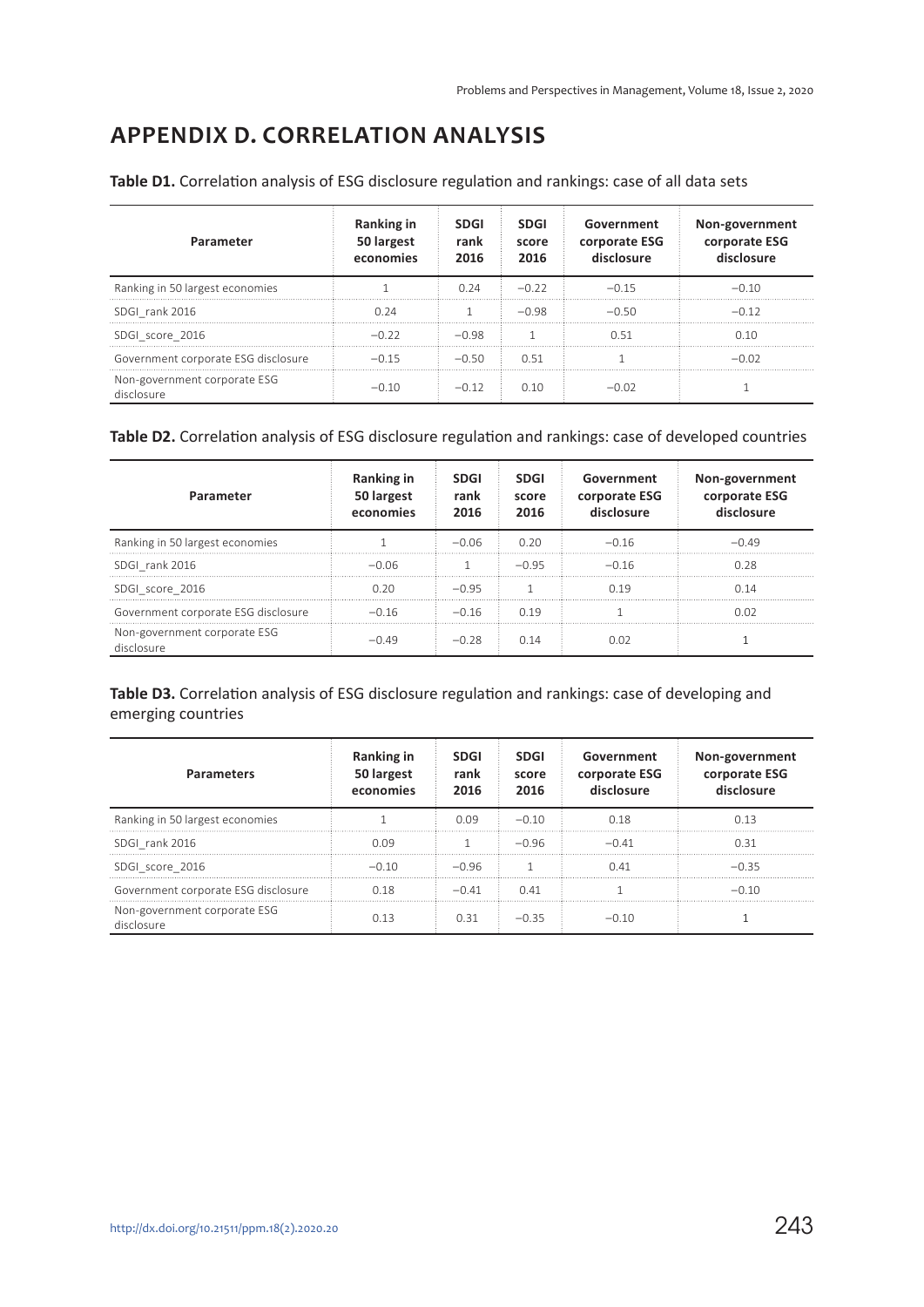# APPENDIX D. CORRELATION ANALYSIS

**Table D1.** Correlation analysis of ESG disclosure regulation and rankings: case of all data sets

| Parameter | Ranking in 50 largest economies | SDGI rank 2016 | SDGI score 2016 | Government corporate ESG disclosure | Non-government corporate ESG disclosure |
|---|---|---|---|---|---|
| Ranking in 50 largest economies | 1 | 0.24 | −0.22 | −0.15 | −0.10 |
| SDGI_rank 2016 | 0.24 | 1 | −0.98 | −0.50 | −0.12 |
| SDGI_score_2016 | −0.22 | −0.98 | 1 | 0.51 | 0.10 |
| Government corporate ESG disclosure | −0.15 | −0.50 | 0.51 | 1 | −0.02 |
| Non-government corporate ESG disclosure | −0.10 | −0.12 | 0.10 | −0.02 | 1 |

**Table D2.** Correlation analysis of ESG disclosure regulation and rankings: case of developed countries

| Parameter | Ranking in 50 largest economies | SDGI rank 2016 | SDGI score 2016 | Government corporate ESG disclosure | Non-government corporate ESG disclosure |
|---|---|---|---|---|---|
| Ranking in 50 largest economies | 1 | −0.06 | 0.20 | −0.16 | −0.49 |
| SDGI_rank 2016 | −0.06 | 1 | −0.95 | −0.16 | 0.28 |
| SDGI_score_2016 | 0.20 | −0.95 | 1 | 0.19 | 0.14 |
| Government corporate ESG disclosure | −0.16 | −0.16 | 0.19 | 1 | 0.02 |
| Non-government corporate ESG disclosure | −0.49 | −0.28 | 0.14 | 0.02 | 1 |

**Table D3.** Correlation analysis of ESG disclosure regulation and rankings: case of developing and emerging countries

| Parameters | Ranking in 50 largest economies | SDGI rank 2016 | SDGI score 2016 | Government corporate ESG disclosure | Non-government corporate ESG disclosure |
|---|---|---|---|---|---|
| Ranking in 50 largest economies | 1 | 0.09 | −0.10 | 0.18 | 0.13 |
| SDGI_rank 2016 | 0.09 | 1 | −0.96 | −0.41 | 0.31 |
| SDGI_score_2016 | −0.10 | −0.96 | 1 | 0.41 | −0.35 |
| Government corporate ESG disclosure | 0.18 | −0.41 | 0.41 | 1 | −0.10 |
| Non-government corporate ESG disclosure | 0.13 | 0.31 | −0.35 | −0.10 | 1 |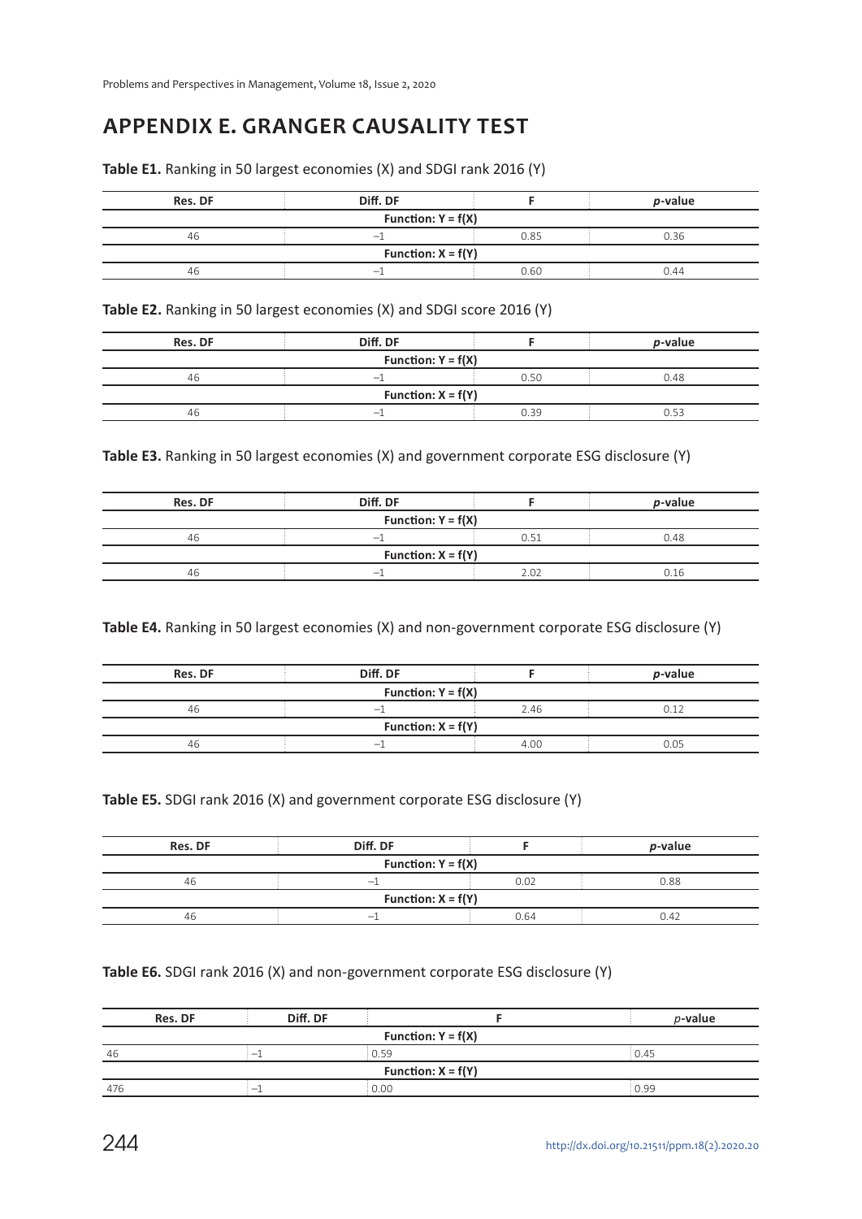## APPENDIX E. GRANGER CAUSALITY TEST

**Table E1.** Ranking in 50 largest economies (X) and SDGI rank 2016 (Y)

| Res. DF | Diff. DF | F | *p*-value |
|---|---|---|---|
| **Function: Y = f(X)** | | | |
| 46 | –1 | 0.85 | 0.36 |
| **Function: X = f(Y)** | | | |
| 46 | –1 | 0.60 | 0.44 |

**Table E2.** Ranking in 50 largest economies (X) and SDGI score 2016 (Y)

| Res. DF | Diff. DF | F | *p*-value |
|---|---|---|---|
| **Function: Y = f(X)** | | | |
| 46 | –1 | 0.50 | 0.48 |
| **Function: X = f(Y)** | | | |
| 46 | –1 | 0.39 | 0.53 |

**Table E3.** Ranking in 50 largest economies (X) and government corporate ESG disclosure (Y)

| Res. DF | Diff. DF | F | *p*-value |
|---|---|---|---|
| **Function: Y = f(X)** | | | |
| 46 | –1 | 0.51 | 0.48 |
| **Function: X = f(Y)** | | | |
| 46 | –1 | 2.02 | 0.16 |

**Table E4.** Ranking in 50 largest economies (X) and non-government corporate ESG disclosure (Y)

| Res. DF | Diff. DF | F | *p*-value |
|---|---|---|---|
| **Function: Y = f(X)** | | | |
| 46 | –1 | 2.46 | 0.12 |
| **Function: X = f(Y)** | | | |
| 46 | –1 | 4.00 | 0.05 |

**Table E5.** SDGI rank 2016 (X) and government corporate ESG disclosure (Y)

| Res. DF | Diff. DF | F | *p*-value |
|---|---|---|---|
| **Function: Y = f(X)** | | | |
| 46 | –1 | 0.02 | 0.88 |
| **Function: X = f(Y)** | | | |
| 46 | –1 | 0.64 | 0.42 |

**Table E6.** SDGI rank 2016 (X) and non-government corporate ESG disclosure (Y)

| Res. DF | Diff. DF | F | *p*-value |
|---|---|---|---|
| **Function: Y = f(X)** | | | |
| 46 | –1 | 0.59 | 0.45 |
| **Function: X = f(Y)** | | | |
| 476 | –1 | 0.00 | 0.99 |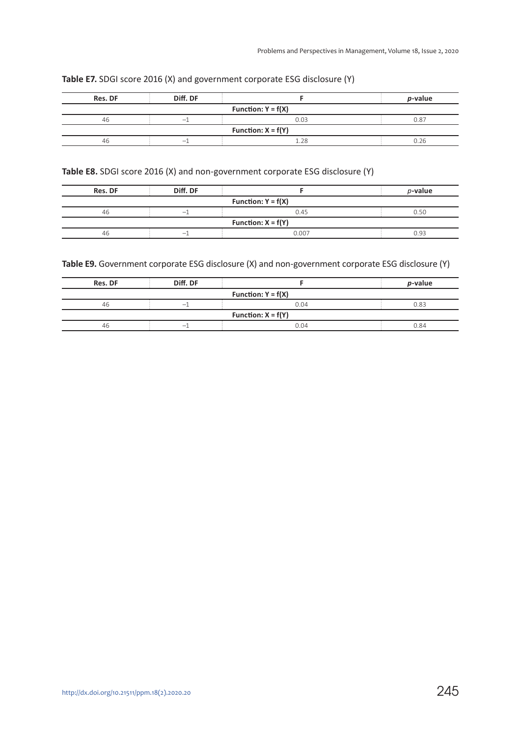**Table E7.** SDGI score 2016 (X) and government corporate ESG disclosure (Y)

| Res. DF | Diff. DF | F | *p*-value |
|---|---|---|---|
| **Function: Y = f(X)** | | | |
| 46 | −1 | 0.03 | 0.87 |
| **Function: X = f(Y)** | | | |
| 46 | −1 | 1.28 | 0.26 |

**Table E8.** SDGI score 2016 (X) and non-government corporate ESG disclosure (Y)

| Res. DF | Diff. DF | F | *p*-value |
|---|---|---|---|
| **Function: Y = f(X)** | | | |
| 46 | −1 | 0.45 | 0.50 |
| **Function: X = f(Y)** | | | |
| 46 | −1 | 0.007 | 0.93 |

**Table E9.** Government corporate ESG disclosure (X) and non-government corporate ESG disclosure (Y)

| Res. DF | Diff. DF | F | *p*-value |
|---|---|---|---|
| **Function: Y = f(X)** | | | |
| 46 | −1 | 0.04 | 0.83 |
| **Function: X = f(Y)** | | | |
| 46 | −1 | 0.04 | 0.84 |